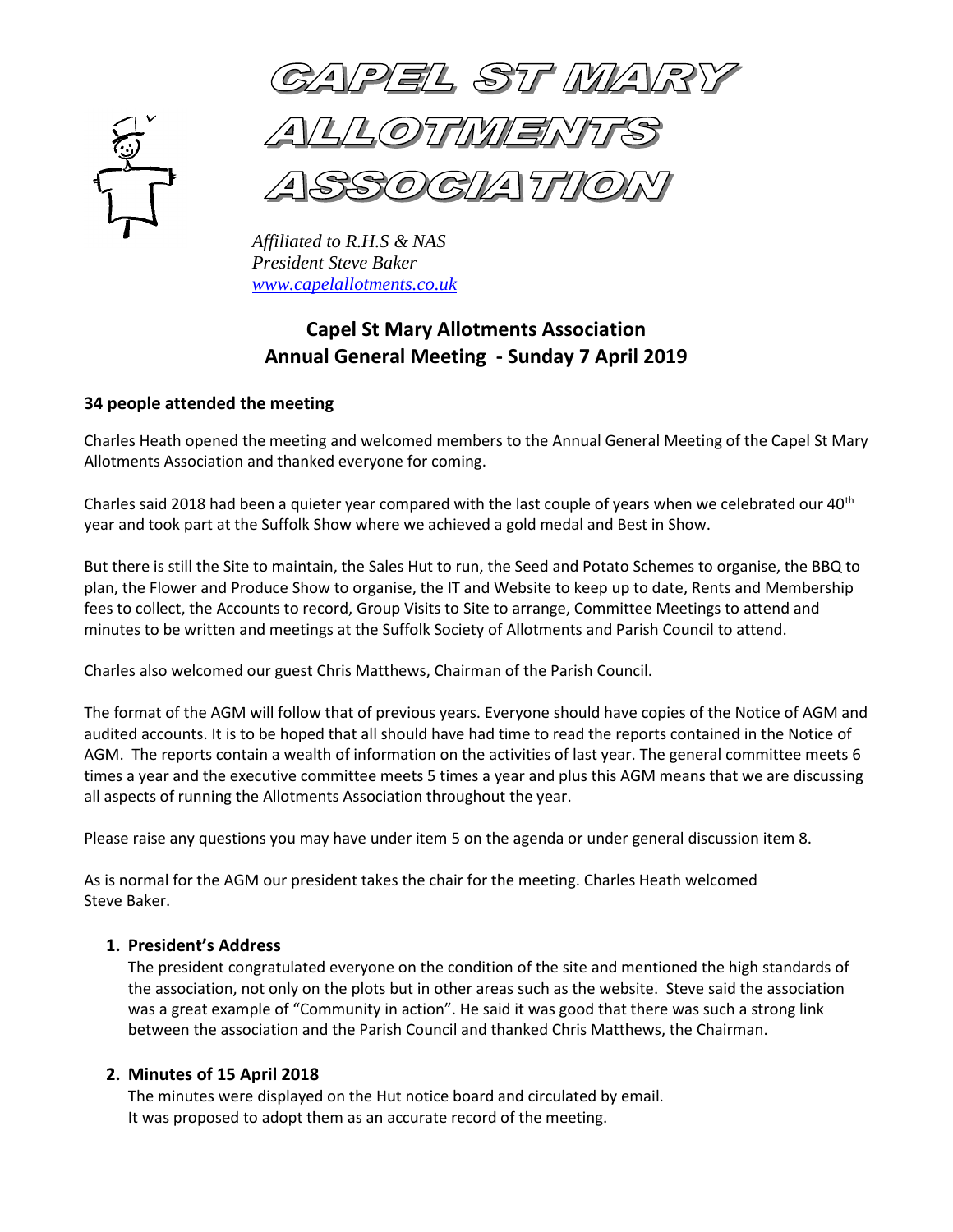# CAPEL ST MARY ALLOTMENTS ASSOCIATION

*Affiliated to R.H.S & NAS*
*President Steve Baker*
*[www.capelallotments.co.uk](http://www.capelallotments.co.uk)*

## Capel St Mary Allotments Association
## Annual General Meeting - Sunday 7 April 2019

**34 people attended the meeting**

Charles Heath opened the meeting and welcomed members to the Annual General Meeting of the Capel St Mary Allotments Association and thanked everyone for coming.

Charles said 2018 had been a quieter year compared with the last couple of years when we celebrated our 40th year and took part at the Suffolk Show where we achieved a gold medal and Best in Show.

But there is still the Site to maintain, the Sales Hut to run, the Seed and Potato Schemes to organise, the BBQ to plan, the Flower and Produce Show to organise, the IT and Website to keep up to date, Rents and Membership fees to collect, the Accounts to record, Group Visits to Site to arrange, Committee Meetings to attend and minutes to be written and meetings at the Suffolk Society of Allotments and Parish Council to attend.

Charles also welcomed our guest Chris Matthews, Chairman of the Parish Council.

The format of the AGM will follow that of previous years. Everyone should have copies of the Notice of AGM and audited accounts. It is to be hoped that all should have had time to read the reports contained in the Notice of AGM. The reports contain a wealth of information on the activities of last year. The general committee meets 6 times a year and the executive committee meets 5 times a year and plus this AGM means that we are discussing all aspects of running the Allotments Association throughout the year.

Please raise any questions you may have under item 5 on the agenda or under general discussion item 8.

As is normal for the AGM our president takes the chair for the meeting. Charles Heath welcomed Steve Baker.

1. **President's Address**
   The president congratulated everyone on the condition of the site and mentioned the high standards of the association, not only on the plots but in other areas such as the website. Steve said the association was a great example of "Community in action". He said it was good that there was such a strong link between the association and the Parish Council and thanked Chris Matthews, the Chairman.

2. **Minutes of 15 April 2018**
   The minutes were displayed on the Hut notice board and circulated by email.
   It was proposed to adopt them as an accurate record of the meeting.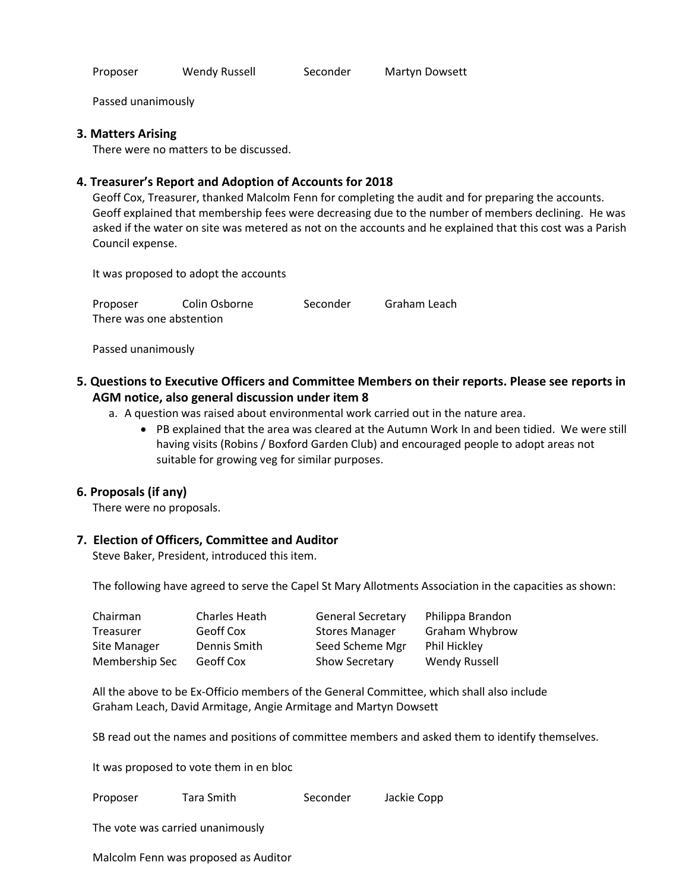| Proposer | Wendy Russell | Seconder | Martyn Dowsett |
|---|---|---|---|

Passed unanimously

### 3. Matters Arising

There were no matters to be discussed.

### 4. Treasurer's Report and Adoption of Accounts for 2018

Geoff Cox, Treasurer, thanked Malcolm Fenn for completing the audit and for preparing the accounts. Geoff explained that membership fees were decreasing due to the number of members declining. He was asked if the water on site was metered as not on the accounts and he explained that this cost was a Parish Council expense.

It was proposed to adopt the accounts

| Proposer | Colin Osborne | Seconder | Graham Leach |
|---|---|---|---|

There was one abstention

Passed unanimously

### 5. Questions to Executive Officers and Committee Members on their reports. Please see reports in AGM notice, also general discussion under item 8

a. A question was raised about environmental work carried out in the nature area.
   - PB explained that the area was cleared at the Autumn Work In and been tidied. We were still having visits (Robins / Boxford Garden Club) and encouraged people to adopt areas not suitable for growing veg for similar purposes.

### 6. Proposals (if any)

There were no proposals.

### 7. Election of Officers, Committee and Auditor

Steve Baker, President, introduced this item.

The following have agreed to serve the Capel St Mary Allotments Association in the capacities as shown:

| | | | |
|---|---|---|---|
| Chairman | Charles Heath | General Secretary | Philippa Brandon |
| Treasurer | Geoff Cox | Stores Manager | Graham Whybrow |
| Site Manager | Dennis Smith | Seed Scheme Mgr | Phil Hickley |
| Membership Sec | Geoff Cox | Show Secretary | Wendy Russell |

All the above to be Ex-Officio members of the General Committee, which shall also include Graham Leach, David Armitage, Angie Armitage and Martyn Dowsett

SB read out the names and positions of committee members and asked them to identify themselves.

It was proposed to vote them in en bloc

| Proposer | Tara Smith | Seconder | Jackie Copp |
|---|---|---|---|

The vote was carried unanimously

Malcolm Fenn was proposed as Auditor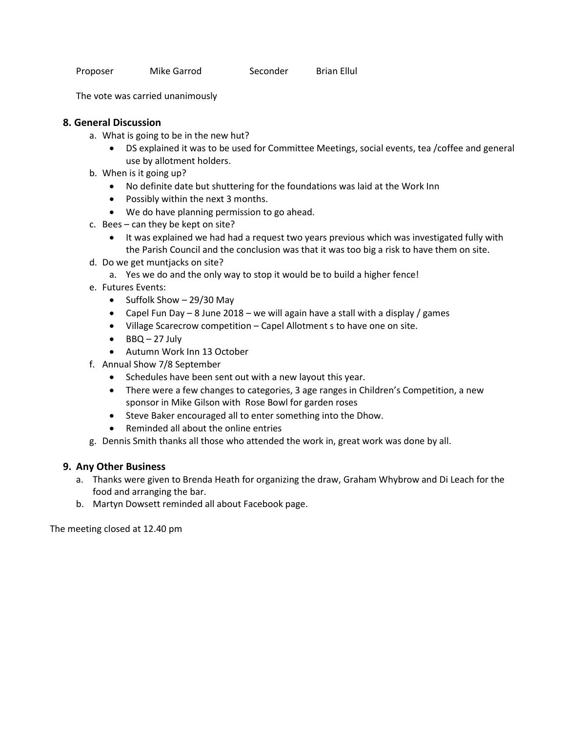Proposer Mike Garrod Seconder Brian Ellul

The vote was carried unanimously

## 8. General Discussion

a. What is going to be in the new hut?
   - DS explained it was to be used for Committee Meetings, social events, tea /coffee and general use by allotment holders.
b. When is it going up?
   - No definite date but shuttering for the foundations was laid at the Work Inn
   - Possibly within the next 3 months.
   - We do have planning permission to go ahead.
c. Bees – can they be kept on site?
   - It was explained we had had a request two years previous which was investigated fully with the Parish Council and the conclusion was that it was too big a risk to have them on site.
d. Do we get muntjacks on site?
   a. Yes we do and the only way to stop it would be to build a higher fence!
e. Futures Events:
   - Suffolk Show – 29/30 May
   - Capel Fun Day – 8 June 2018 – we will again have a stall with a display / games
   - Village Scarecrow competition – Capel Allotment s to have one on site.
   - BBQ – 27 July
   - Autumn Work Inn 13 October
f. Annual Show 7/8 September
   - Schedules have been sent out with a new layout this year.
   - There were a few changes to categories, 3 age ranges in Children's Competition, a new sponsor in Mike Gilson with Rose Bowl for garden roses
   - Steve Baker encouraged all to enter something into the Dhow.
   - Reminded all about the online entries
g. Dennis Smith thanks all those who attended the work in, great work was done by all.

## 9. Any Other Business

a. Thanks were given to Brenda Heath for organizing the draw, Graham Whybrow and Di Leach for the food and arranging the bar.
b. Martyn Dowsett reminded all about Facebook page.

The meeting closed at 12.40 pm